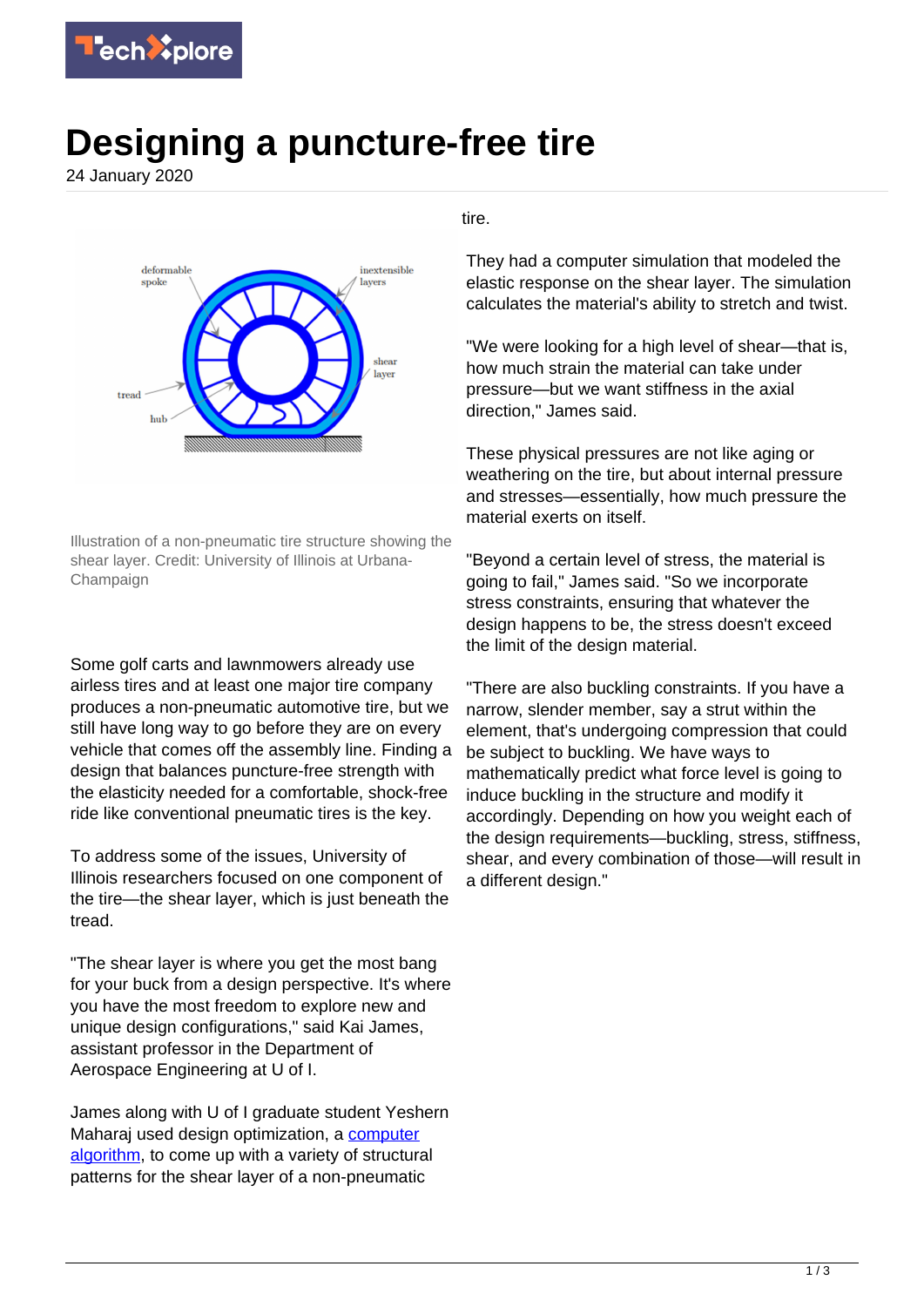# Designing a puncture-free tire

24 January 2020

Illustration of a non-pneumatic tire structure showing the shear layer. Credit: University of Illinois at Urbana-Champaign

Some golf carts and lawnmowers already use airless tires and at least one major tire company produces a non-pneumatic automotive tire, but we still have long way to go before they are on every vehicle that comes off the assembly line. Finding a design that balances puncture-free strength with the elasticity needed for a comfortable, shock-free ride like conventional pneumatic tires is the key.

To address some of the issues, University of Illinois researchers focused on one component of the tire—the shear layer, which is just beneath the tread.

"The shear layer is where you get the most bang for your buck from a design perspective. It's where you have the most freedom to explore new and unique design configurations," said Kai James, assistant professor in the Department of Aerospace Engineering at U of I.

James along with U of I graduate student Yeshern Maharaj used design optimization, a computer algorithm, to come up with a variety of structural patterns for the shear layer of a non-pneumatic tire.

They had a computer simulation that modeled the elastic response on the shear layer. The simulation calculates the material's ability to stretch and twist.

"We were looking for a high level of shear—that is, how much strain the material can take under pressure—but we want stiffness in the axial direction," James said.

These physical pressures are not like aging or weathering on the tire, but about internal pressure and stresses—essentially, how much pressure the material exerts on itself.

"Beyond a certain level of stress, the material is going to fail," James said. "So we incorporate stress constraints, ensuring that whatever the design happens to be, the stress doesn't exceed the limit of the design material.

"There are also buckling constraints. If you have a narrow, slender member, say a strut within the element, that's undergoing compression that could be subject to buckling. We have ways to mathematically predict what force level is going to induce buckling in the structure and modify it accordingly. Depending on how you weight each of the design requirements—buckling, stress, stiffness, shear, and every combination of those—will result in a different design."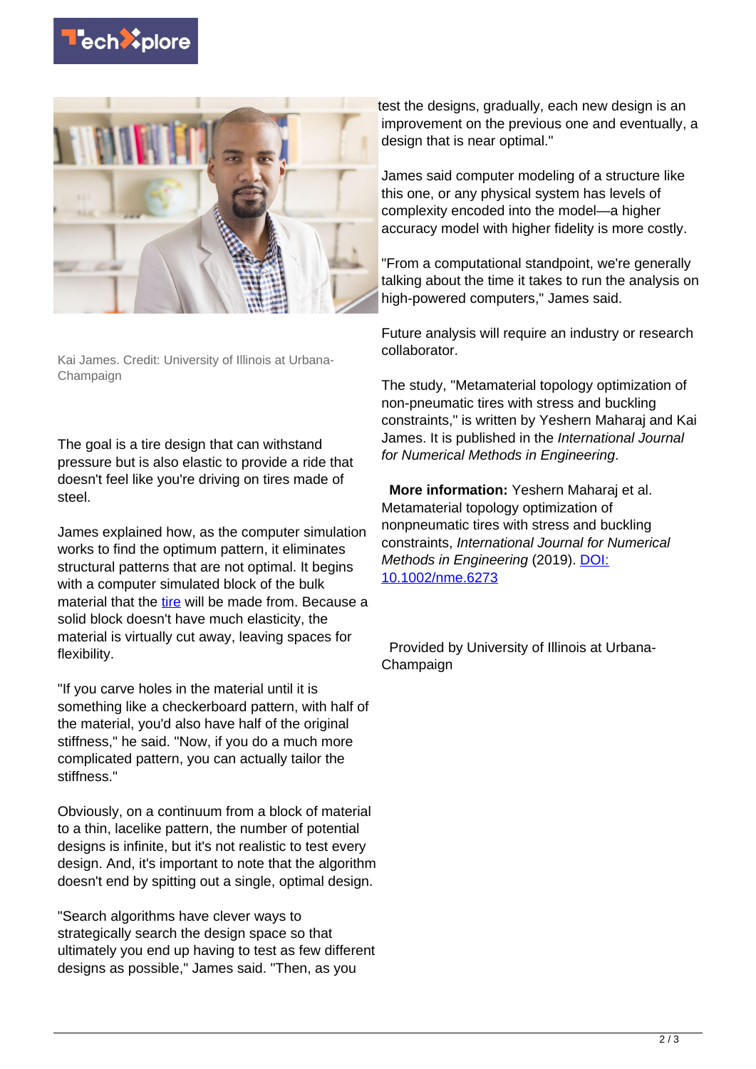Kai James. Credit: University of Illinois at Urbana-Champaign

The goal is a tire design that can withstand pressure but is also elastic to provide a ride that doesn't feel like you're driving on tires made of steel.

James explained how, as the computer simulation works to find the optimum pattern, it eliminates structural patterns that are not optimal. It begins with a computer simulated block of the bulk material that the tire will be made from. Because a solid block doesn't have much elasticity, the material is virtually cut away, leaving spaces for flexibility.

"If you carve holes in the material until it is something like a checkerboard pattern, with half of the material, you'd also have half of the original stiffness," he said. "Now, if you do a much more complicated pattern, you can actually tailor the stiffness."

Obviously, on a continuum from a block of material to a thin, lacelike pattern, the number of potential designs is infinite, but it's not realistic to test every design. And, it's important to note that the algorithm doesn't end by spitting out a single, optimal design.

"Search algorithms have clever ways to strategically search the design space so that ultimately you end up having to test as few different designs as possible," James said. "Then, as you test the designs, gradually, each new design is an improvement on the previous one and eventually, a design that is near optimal."

James said computer modeling of a structure like this one, or any physical system has levels of complexity encoded into the model—a higher accuracy model with higher fidelity is more costly.

"From a computational standpoint, we're generally talking about the time it takes to run the analysis on high-powered computers," James said.

Future analysis will require an industry or research collaborator.

The study, "Metamaterial topology optimization of non-pneumatic tires with stress and buckling constraints," is written by Yeshern Maharaj and Kai James. It is published in the *International Journal for Numerical Methods in Engineering*.

**More information:** Yeshern Maharaj et al. Metamaterial topology optimization of nonpneumatic tires with stress and buckling constraints, *International Journal for Numerical Methods in Engineering* (2019). DOI: 10.1002/nme.6273

Provided by University of Illinois at Urbana-Champaign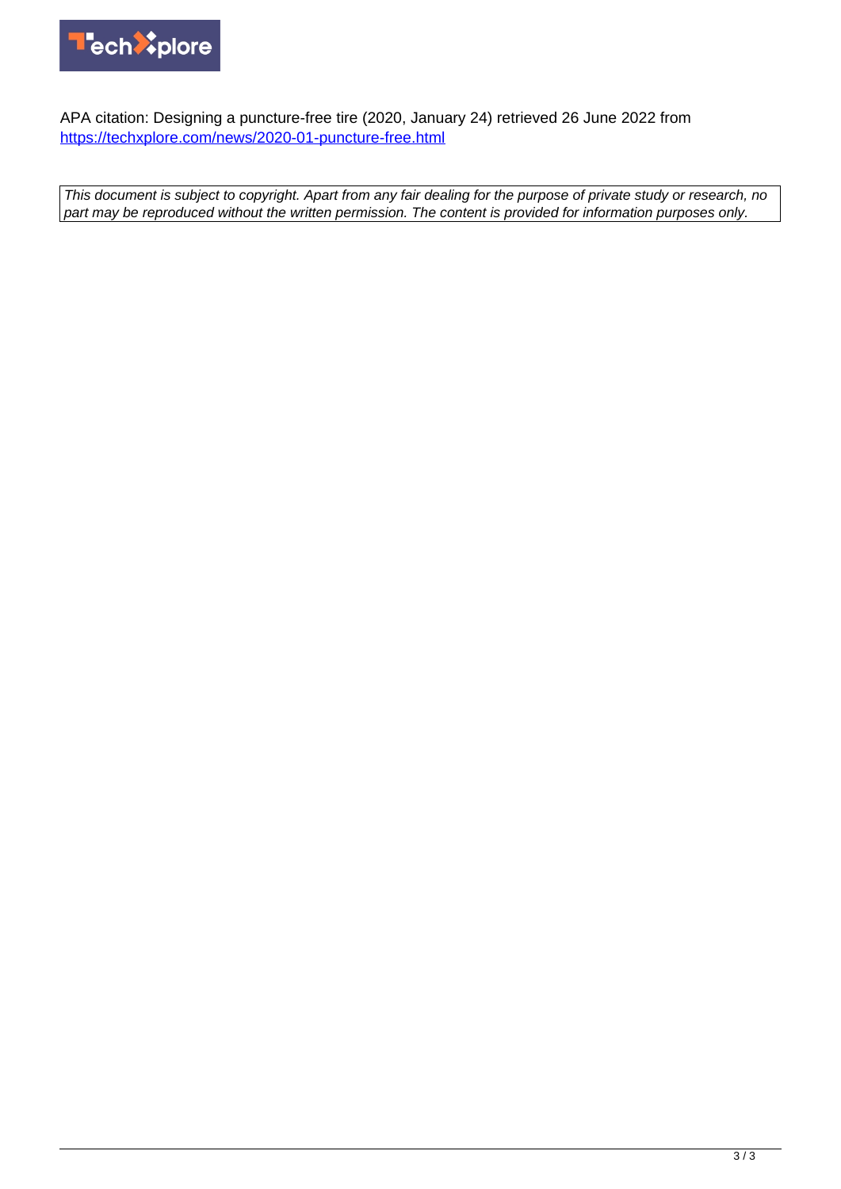APA citation: Designing a puncture-free tire (2020, January 24) retrieved 26 June 2022 from https://techxplore.com/news/2020-01-puncture-free.html

*This document is subject to copyright. Apart from any fair dealing for the purpose of private study or research, no part may be reproduced without the written permission. The content is provided for information purposes only.*